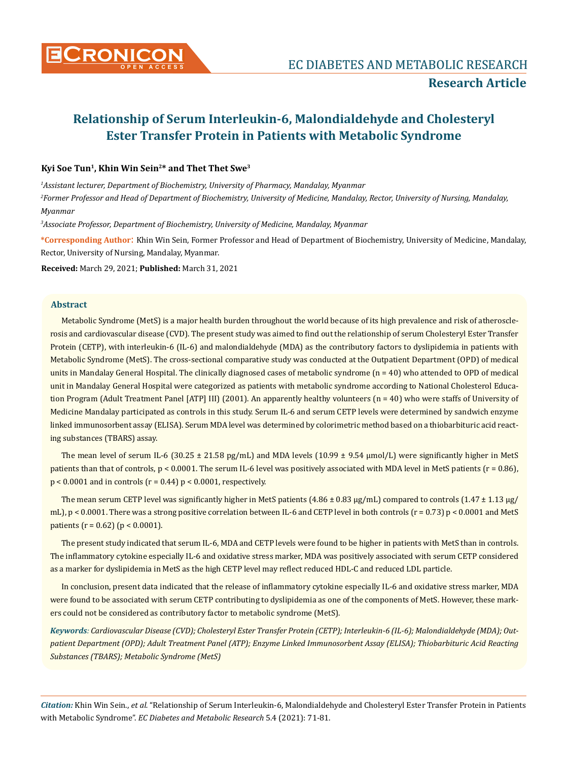# Relationship of Serum Interleukin-6, Malondialdehyde and Cholesteryl Ester Transfer Protein in Patients with Metabolic Syndrome

**Kyi Soe Tun[1], Khin Win Sein[2]* and Thet Thet Swe[3]**

*[1]Assistant lecturer, Department of Biochemistry, University of Pharmacy, Mandalay, Myanmar*

*[2]Former Professor and Head of Department of Biochemistry, University of Medicine, Mandalay, Rector, University of Nursing, Mandalay, Myanmar*

*[3]Associate Professor, Department of Biochemistry, University of Medicine, Mandalay, Myanmar*

**\*Corresponding Author:** Khin Win Sein, Former Professor and Head of Department of Biochemistry, University of Medicine, Mandalay, Rector, University of Nursing, Mandalay, Myanmar.

**Received:** March 29, 2021; **Published:** March 31, 2021

## Abstract

Metabolic Syndrome (MetS) is a major health burden throughout the world because of its high prevalence and risk of atherosclerosis and cardiovascular disease (CVD). The present study was aimed to find out the relationship of serum Cholesteryl Ester Transfer Protein (CETP), with interleukin-6 (IL-6) and malondialdehyde (MDA) as the contributory factors to dyslipidemia in patients with Metabolic Syndrome (MetS). The cross-sectional comparative study was conducted at the Outpatient Department (OPD) of medical units in Mandalay General Hospital. The clinically diagnosed cases of metabolic syndrome (n = 40) who attended to OPD of medical unit in Mandalay General Hospital were categorized as patients with metabolic syndrome according to National Cholesterol Education Program (Adult Treatment Panel [ATP] III) (2001). An apparently healthy volunteers (n = 40) who were staffs of University of Medicine Mandalay participated as controls in this study. Serum IL-6 and serum CETP levels were determined by sandwich enzyme linked immunosorbent assay (ELISA). Serum MDA level was determined by colorimetric method based on a thiobarbituric acid reacting substances (TBARS) assay.

The mean level of serum IL-6 (30.25 ± 21.58 pg/mL) and MDA levels (10.99 ± 9.54 μmol/L) were significantly higher in MetS patients than that of controls, $p < 0.0001$. The serum IL-6 level was positively associated with MDA level in MetS patients ($r = 0.86$), $p < 0.0001$ and in controls ($r = 0.44$) $p < 0.0001$, respectively.

The mean serum CETP level was significantly higher in MetS patients (4.86 ± 0.83 μg/mL) compared to controls (1.47 ± 1.13 μg/mL), $p < 0.0001$. There was a strong positive correlation between IL-6 and CETP level in both controls ($r = 0.73$) $p < 0.0001$ and MetS patients ($r = 0.62$) ($p < 0.0001$).

The present study indicated that serum IL-6, MDA and CETP levels were found to be higher in patients with MetS than in controls. The inflammatory cytokine especially IL-6 and oxidative stress marker, MDA was positively associated with serum CETP considered as a marker for dyslipidemia in MetS as the high CETP level may reflect reduced HDL-C and reduced LDL particle.

In conclusion, present data indicated that the release of inflammatory cytokine especially IL-6 and oxidative stress marker, MDA were found to be associated with serum CETP contributing to dyslipidemia as one of the components of MetS. However, these markers could not be considered as contributory factor to metabolic syndrome (MetS).

***Keywords**: Cardiovascular Disease (CVD); Cholesteryl Ester Transfer Protein (CETP); Interleukin-6 (IL-6); Malondialdehyde (MDA); Outpatient Department (OPD); Adult Treatment Panel (ATP); Enzyme Linked Immunosorbent Assay (ELISA); Thiobarbituric Acid Reacting Substances (TBARS); Metabolic Syndrome (MetS)*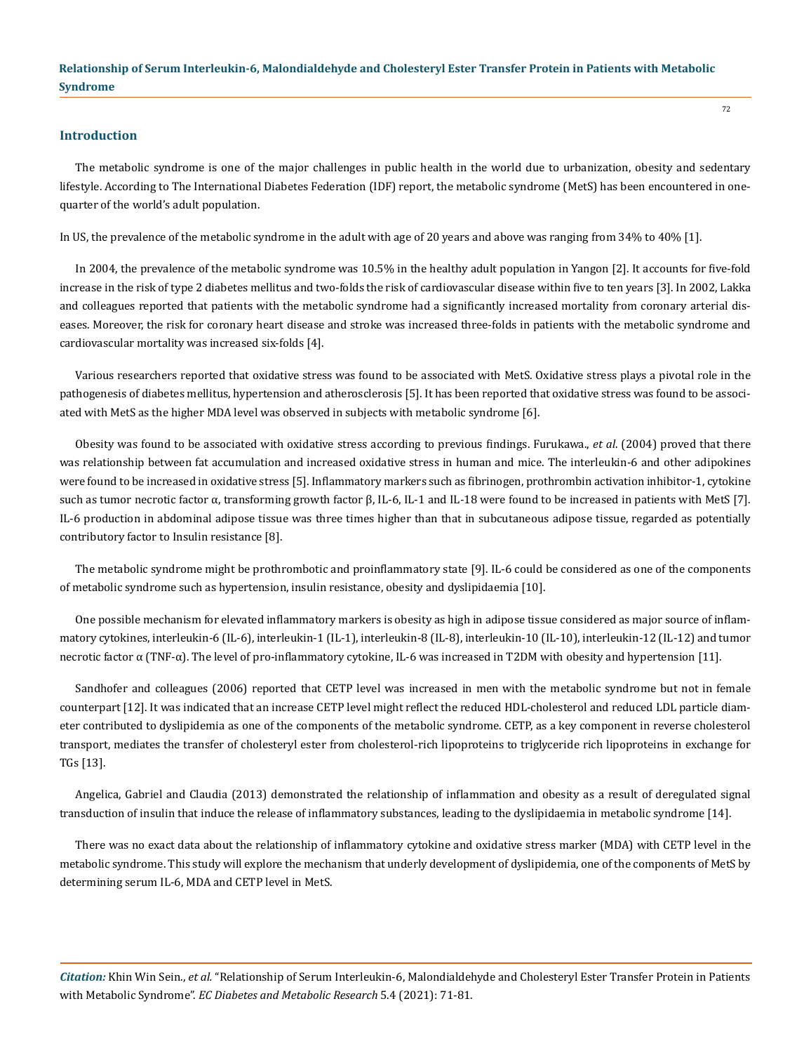## Introduction

The metabolic syndrome is one of the major challenges in public health in the world due to urbanization, obesity and sedentary lifestyle. According to The International Diabetes Federation (IDF) report, the metabolic syndrome (MetS) has been encountered in one-quarter of the world's adult population.

In US, the prevalence of the metabolic syndrome in the adult with age of 20 years and above was ranging from 34% to 40% [1].

In 2004, the prevalence of the metabolic syndrome was 10.5% in the healthy adult population in Yangon [2]. It accounts for five-fold increase in the risk of type 2 diabetes mellitus and two-folds the risk of cardiovascular disease within five to ten years [3]. In 2002, Lakka and colleagues reported that patients with the metabolic syndrome had a significantly increased mortality from coronary arterial diseases. Moreover, the risk for coronary heart disease and stroke was increased three-folds in patients with the metabolic syndrome and cardiovascular mortality was increased six-folds [4].

Various researchers reported that oxidative stress was found to be associated with MetS. Oxidative stress plays a pivotal role in the pathogenesis of diabetes mellitus, hypertension and atherosclerosis [5]. It has been reported that oxidative stress was found to be associated with MetS as the higher MDA level was observed in subjects with metabolic syndrome [6].

Obesity was found to be associated with oxidative stress according to previous findings. Furukawa., *et al*. (2004) proved that there was relationship between fat accumulation and increased oxidative stress in human and mice. The interleukin-6 and other adipokines were found to be increased in oxidative stress [5]. Inflammatory markers such as fibrinogen, prothrombin activation inhibitor-1, cytokine such as tumor necrotic factor α, transforming growth factor β, IL-6, IL-1 and IL-18 were found to be increased in patients with MetS [7]. IL-6 production in abdominal adipose tissue was three times higher than that in subcutaneous adipose tissue, regarded as potentially contributory factor to Insulin resistance [8].

The metabolic syndrome might be prothrombotic and proinflammatory state [9]. IL-6 could be considered as one of the components of metabolic syndrome such as hypertension, insulin resistance, obesity and dyslipidaemia [10].

One possible mechanism for elevated inflammatory markers is obesity as high in adipose tissue considered as major source of inflammatory cytokines, interleukin-6 (IL-6), interleukin-1 (IL-1), interleukin-8 (IL-8), interleukin-10 (IL-10), interleukin-12 (IL-12) and tumor necrotic factor α (TNF-α). The level of pro-inflammatory cytokine, IL-6 was increased in T2DM with obesity and hypertension [11].

Sandhofer and colleagues (2006) reported that CETP level was increased in men with the metabolic syndrome but not in female counterpart [12]. It was indicated that an increase CETP level might reflect the reduced HDL-cholesterol and reduced LDL particle diameter contributed to dyslipidemia as one of the components of the metabolic syndrome. CETP, as a key component in reverse cholesterol transport, mediates the transfer of cholesteryl ester from cholesterol-rich lipoproteins to triglyceride rich lipoproteins in exchange for TGs [13].

Angelica, Gabriel and Claudia (2013) demonstrated the relationship of inflammation and obesity as a result of deregulated signal transduction of insulin that induce the release of inflammatory substances, leading to the dyslipidaemia in metabolic syndrome [14].

There was no exact data about the relationship of inflammatory cytokine and oxidative stress marker (MDA) with CETP level in the metabolic syndrome. This study will explore the mechanism that underly development of dyslipidemia, one of the components of MetS by determining serum IL-6, MDA and CETP level in MetS.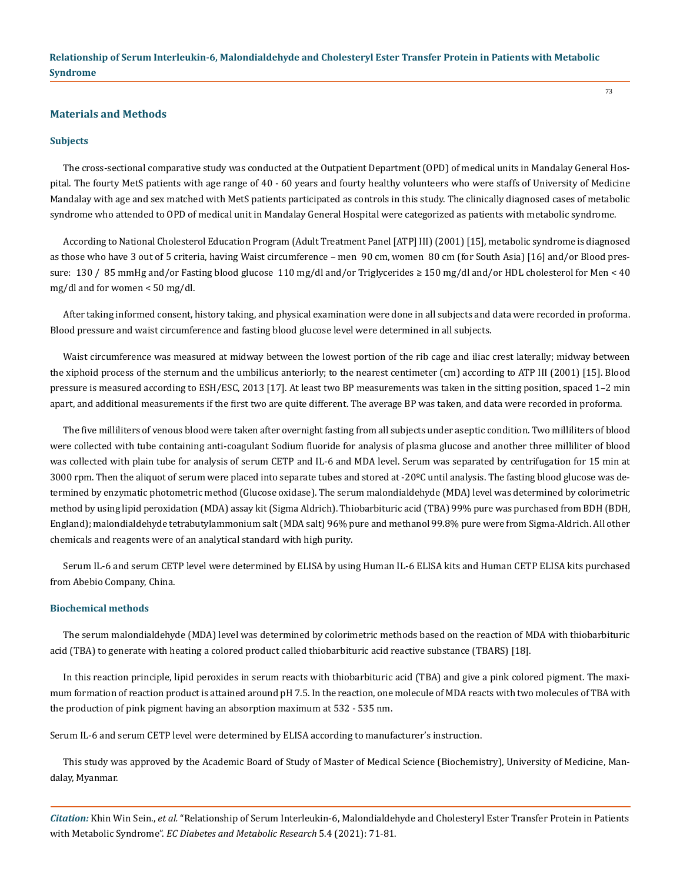## Materials and Methods

### Subjects

The cross-sectional comparative study was conducted at the Outpatient Department (OPD) of medical units in Mandalay General Hospital. The fourty MetS patients with age range of 40 - 60 years and fourty healthy volunteers who were staffs of University of Medicine Mandalay with age and sex matched with MetS patients participated as controls in this study. The clinically diagnosed cases of metabolic syndrome who attended to OPD of medical unit in Mandalay General Hospital were categorized as patients with metabolic syndrome.

According to National Cholesterol Education Program (Adult Treatment Panel [ATP] III) (2001) [15], metabolic syndrome is diagnosed as those who have 3 out of 5 criteria, having Waist circumference – men  90 cm, women  80 cm (for South Asia) [16] and/or Blood pressure:  130 /  85 mmHg and/or Fasting blood glucose  110 mg/dl and/or Triglycerides ≥ 150 mg/dl and/or HDL cholesterol for Men < 40 mg/dl and for women < 50 mg/dl.

After taking informed consent, history taking, and physical examination were done in all subjects and data were recorded in proforma. Blood pressure and waist circumference and fasting blood glucose level were determined in all subjects.

Waist circumference was measured at midway between the lowest portion of the rib cage and iliac crest laterally; midway between the xiphoid process of the sternum and the umbilicus anteriorly; to the nearest centimeter (cm) according to ATP III (2001) [15]. Blood pressure is measured according to ESH/ESC, 2013 [17]. At least two BP measurements was taken in the sitting position, spaced 1–2 min apart, and additional measurements if the first two are quite different. The average BP was taken, and data were recorded in proforma.

The five milliliters of venous blood were taken after overnight fasting from all subjects under aseptic condition. Two milliliters of blood were collected with tube containing anti-coagulant Sodium fluoride for analysis of plasma glucose and another three milliliter of blood was collected with plain tube for analysis of serum CETP and IL-6 and MDA level. Serum was separated by centrifugation for 15 min at 3000 rpm. Then the aliquot of serum were placed into separate tubes and stored at -20ºC until analysis. The fasting blood glucose was determined by enzymatic photometric method (Glucose oxidase). The serum malondialdehyde (MDA) level was determined by colorimetric method by using lipid peroxidation (MDA) assay kit (Sigma Aldrich). Thiobarbituric acid (TBA) 99% pure was purchased from BDH (BDH, England); malondialdehyde tetrabutylammonium salt (MDA salt) 96% pure and methanol 99.8% pure were from Sigma-Aldrich. All other chemicals and reagents were of an analytical standard with high purity.

Serum IL-6 and serum CETP level were determined by ELISA by using Human IL-6 ELISA kits and Human CETP ELISA kits purchased from Abebio Company, China.

### Biochemical methods

The serum malondialdehyde (MDA) level was determined by colorimetric methods based on the reaction of MDA with thiobarbituric acid (TBA) to generate with heating a colored product called thiobarbituric acid reactive substance (TBARS) [18].

In this reaction principle, lipid peroxides in serum reacts with thiobarbituric acid (TBA) and give a pink colored pigment. The maximum formation of reaction product is attained around pH 7.5. In the reaction, one molecule of MDA reacts with two molecules of TBA with the production of pink pigment having an absorption maximum at 532 - 535 nm.

Serum IL-6 and serum CETP level were determined by ELISA according to manufacturer's instruction.

This study was approved by the Academic Board of Study of Master of Medical Science (Biochemistry), University of Medicine, Mandalay, Myanmar.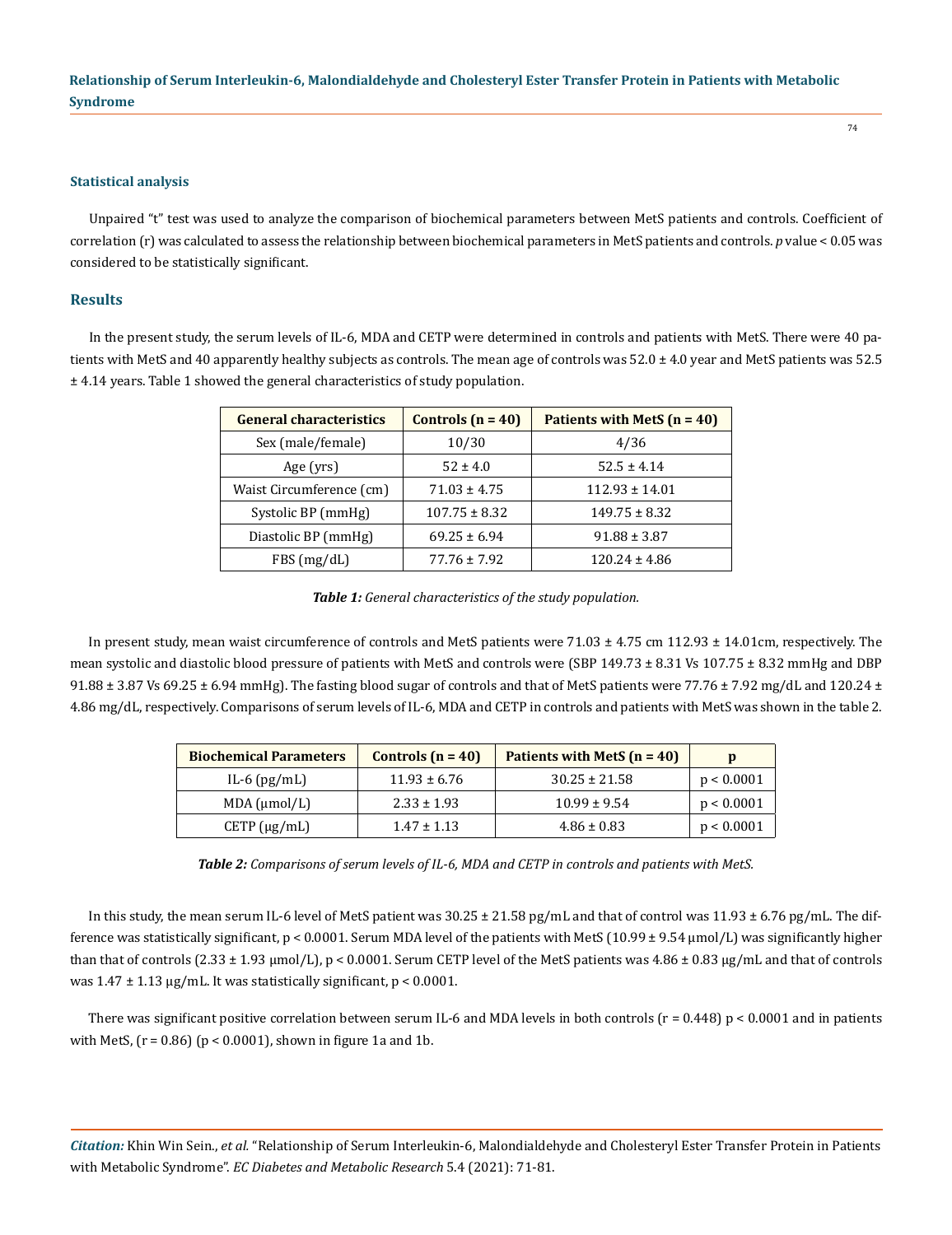### Statistical analysis

Unpaired "t" test was used to analyze the comparison of biochemical parameters between MetS patients and controls. Coefficient of correlation (r) was calculated to assess the relationship between biochemical parameters in MetS patients and controls. *p* value < 0.05 was considered to be statistically significant.

## Results

In the present study, the serum levels of IL-6, MDA and CETP were determined in controls and patients with MetS. There were 40 patients with MetS and 40 apparently healthy subjects as controls. The mean age of controls was 52.0 ± 4.0 year and MetS patients was 52.5 ± 4.14 years. Table 1 showed the general characteristics of study population.

| General characteristics | Controls (n = 40) | Patients with MetS (n = 40) |
|---|---|---|
| Sex (male/female) | 10/30 | 4/36 |
| Age (yrs) | 52 ± 4.0 | 52.5 ± 4.14 |
| Waist Circumference (cm) | 71.03 ± 4.75 | 112.93 ± 14.01 |
| Systolic BP (mmHg) | 107.75 ± 8.32 | 149.75 ± 8.32 |
| Diastolic BP (mmHg) | 69.25 ± 6.94 | 91.88 ± 3.87 |
| FBS (mg/dL) | 77.76 ± 7.92 | 120.24 ± 4.86 |

***Table 1:*** *General characteristics of the study population.*

In present study, mean waist circumference of controls and MetS patients were 71.03 ± 4.75 cm 112.93 ± 14.01cm, respectively. The mean systolic and diastolic blood pressure of patients with MetS and controls were (SBP 149.73 ± 8.31 Vs 107.75 ± 8.32 mmHg and DBP 91.88 ± 3.87 Vs 69.25 ± 6.94 mmHg). The fasting blood sugar of controls and that of MetS patients were 77.76 ± 7.92 mg/dL and 120.24 ± 4.86 mg/dL, respectively. Comparisons of serum levels of IL-6, MDA and CETP in controls and patients with MetS was shown in the table 2.

| Biochemical Parameters | Controls (n = 40) | Patients with MetS (n = 40) | p |
|---|---|---|---|
| IL-6 (pg/mL) | 11.93 ± 6.76 | 30.25 ± 21.58 | p < 0.0001 |
| MDA (μmol/L) | 2.33 ± 1.93 | 10.99 ± 9.54 | p < 0.0001 |
| CETP (μg/mL) | 1.47 ± 1.13 | 4.86 ± 0.83 | p < 0.0001 |

***Table 2:*** *Comparisons of serum levels of IL-6, MDA and CETP in controls and patients with MetS.*

In this study, the mean serum IL-6 level of MetS patient was 30.25 ± 21.58 pg/mL and that of control was 11.93 ± 6.76 pg/mL. The difference was statistically significant, p < 0.0001. Serum MDA level of the patients with MetS (10.99 ± 9.54 μmol/L) was significantly higher than that of controls (2.33 ± 1.93 μmol/L), p < 0.0001. Serum CETP level of the MetS patients was 4.86 ± 0.83 μg/mL and that of controls was 1.47 ± 1.13 μg/mL. It was statistically significant, p < 0.0001.

There was significant positive correlation between serum IL-6 and MDA levels in both controls (r = 0.448) p < 0.0001 and in patients with MetS, (r = 0.86) (p < 0.0001), shown in figure 1a and 1b.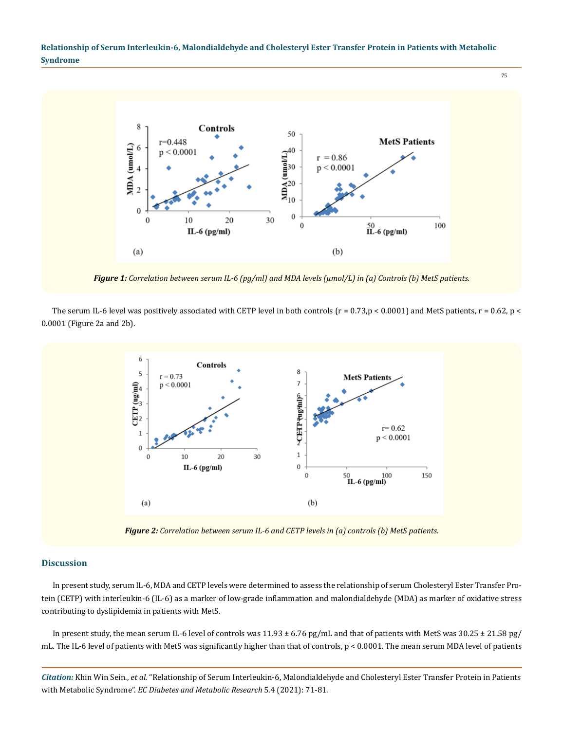*Figure 1: Correlation between serum IL-6 (pg/ml) and MDA levels (μmol/L) in (a) Controls (b) MetS patients.*

The serum IL-6 level was positively associated with CETP level in both controls (r = 0.73,p < 0.0001) and MetS patients, r = 0.62, p < 0.0001 (Figure 2a and 2b).

*Figure 2: Correlation between serum IL-6 and CETP levels in (a) controls (b) MetS patients.*

## Discussion

In present study, serum IL-6, MDA and CETP levels were determined to assess the relationship of serum Cholesteryl Ester Transfer Protein (CETP) with interleukin-6 (IL-6) as a marker of low-grade inflammation and malondialdehyde (MDA) as marker of oxidative stress contributing to dyslipidemia in patients with MetS.

In present study, the mean serum IL-6 level of controls was 11.93 ± 6.76 pg/mL and that of patients with MetS was 30.25 ± 21.58 pg/mL. The IL-6 level of patients with MetS was significantly higher than that of controls, p < 0.0001. The mean serum MDA level of patients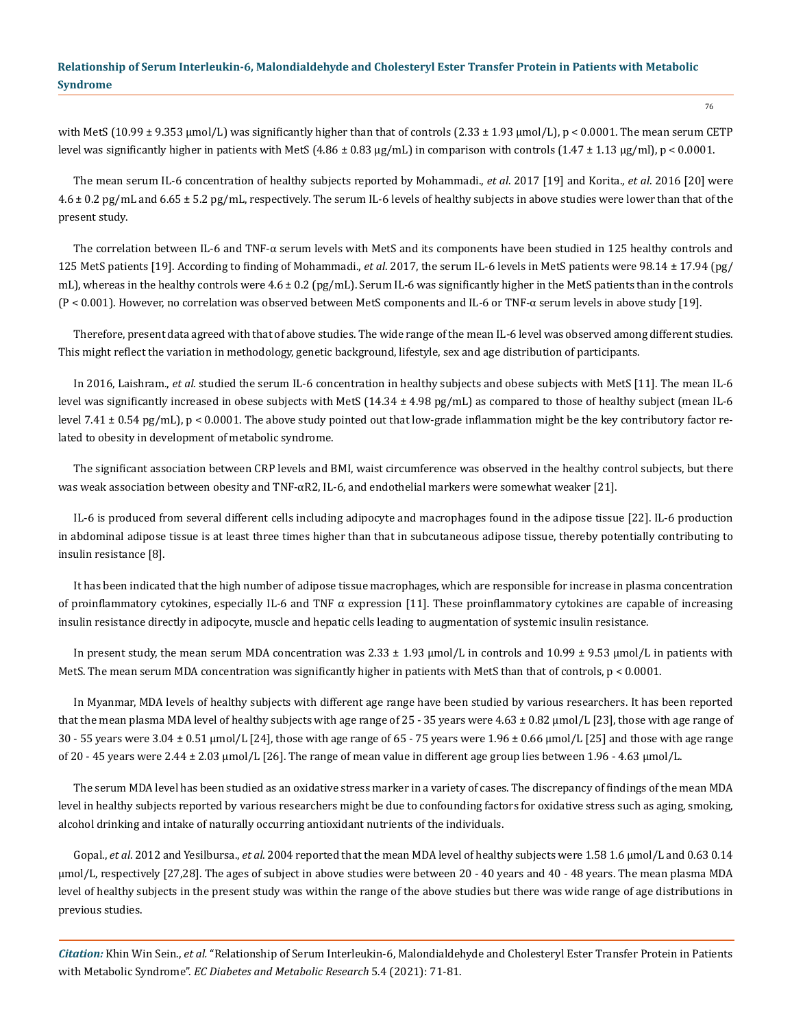with MetS (10.99 ± 9.353 μmol/L) was significantly higher than that of controls (2.33 ± 1.93 μmol/L), p < 0.0001. The mean serum CETP level was significantly higher in patients with MetS (4.86 ± 0.83 μg/mL) in comparison with controls (1.47 ± 1.13 μg/ml), p < 0.0001.

The mean serum IL-6 concentration of healthy subjects reported by Mohammadi., *et al*. 2017 [19] and Korita., *et al*. 2016 [20] were 4.6 ± 0.2 pg/mL and 6.65 ± 5.2 pg/mL, respectively. The serum IL-6 levels of healthy subjects in above studies were lower than that of the present study.

The correlation between IL-6 and TNF-α serum levels with MetS and its components have been studied in 125 healthy controls and 125 MetS patients [19]. According to finding of Mohammadi., *et al*. 2017, the serum IL-6 levels in MetS patients were 98.14 ± 17.94 (pg/mL), whereas in the healthy controls were 4.6 ± 0.2 (pg/mL). Serum IL-6 was significantly higher in the MetS patients than in the controls (P < 0.001). However, no correlation was observed between MetS components and IL-6 or TNF-α serum levels in above study [19].

Therefore, present data agreed with that of above studies. The wide range of the mean IL-6 level was observed among different studies. This might reflect the variation in methodology, genetic background, lifestyle, sex and age distribution of participants.

In 2016, Laishram., *et al*. studied the serum IL-6 concentration in healthy subjects and obese subjects with MetS [11]. The mean IL-6 level was significantly increased in obese subjects with MetS (14.34 ± 4.98 pg/mL) as compared to those of healthy subject (mean IL-6 level 7.41 ± 0.54 pg/mL), p < 0.0001. The above study pointed out that low-grade inflammation might be the key contributory factor related to obesity in development of metabolic syndrome.

The significant association between CRP levels and BMI, waist circumference was observed in the healthy control subjects, but there was weak association between obesity and TNF-αR2, IL-6, and endothelial markers were somewhat weaker [21].

IL-6 is produced from several different cells including adipocyte and macrophages found in the adipose tissue [22]. IL-6 production in abdominal adipose tissue is at least three times higher than that in subcutaneous adipose tissue, thereby potentially contributing to insulin resistance [8].

It has been indicated that the high number of adipose tissue macrophages, which are responsible for increase in plasma concentration of proinflammatory cytokines, especially IL-6 and TNF α expression [11]. These proinflammatory cytokines are capable of increasing insulin resistance directly in adipocyte, muscle and hepatic cells leading to augmentation of systemic insulin resistance.

In present study, the mean serum MDA concentration was 2.33 ± 1.93 μmol/L in controls and 10.99 ± 9.53 μmol/L in patients with MetS. The mean serum MDA concentration was significantly higher in patients with MetS than that of controls, p < 0.0001.

In Myanmar, MDA levels of healthy subjects with different age range have been studied by various researchers. It has been reported that the mean plasma MDA level of healthy subjects with age range of 25 - 35 years were 4.63 ± 0.82 μmol/L [23], those with age range of 30 - 55 years were 3.04 ± 0.51 μmol/L [24], those with age range of 65 - 75 years were 1.96 ± 0.66 μmol/L [25] and those with age range of 20 - 45 years were 2.44 ± 2.03 μmol/L [26]. The range of mean value in different age group lies between 1.96 - 4.63 μmol/L.

The serum MDA level has been studied as an oxidative stress marker in a variety of cases. The discrepancy of findings of the mean MDA level in healthy subjects reported by various researchers might be due to confounding factors for oxidative stress such as aging, smoking, alcohol drinking and intake of naturally occurring antioxidant nutrients of the individuals.

Gopal., *et al*. 2012 and Yesilbursa., *et al*. 2004 reported that the mean MDA level of healthy subjects were 1.58 1.6 μmol/L and 0.63 0.14 μmol/L, respectively [27,28]. The ages of subject in above studies were between 20 - 40 years and 40 - 48 years. The mean plasma MDA level of healthy subjects in the present study was within the range of the above studies but there was wide range of age distributions in previous studies.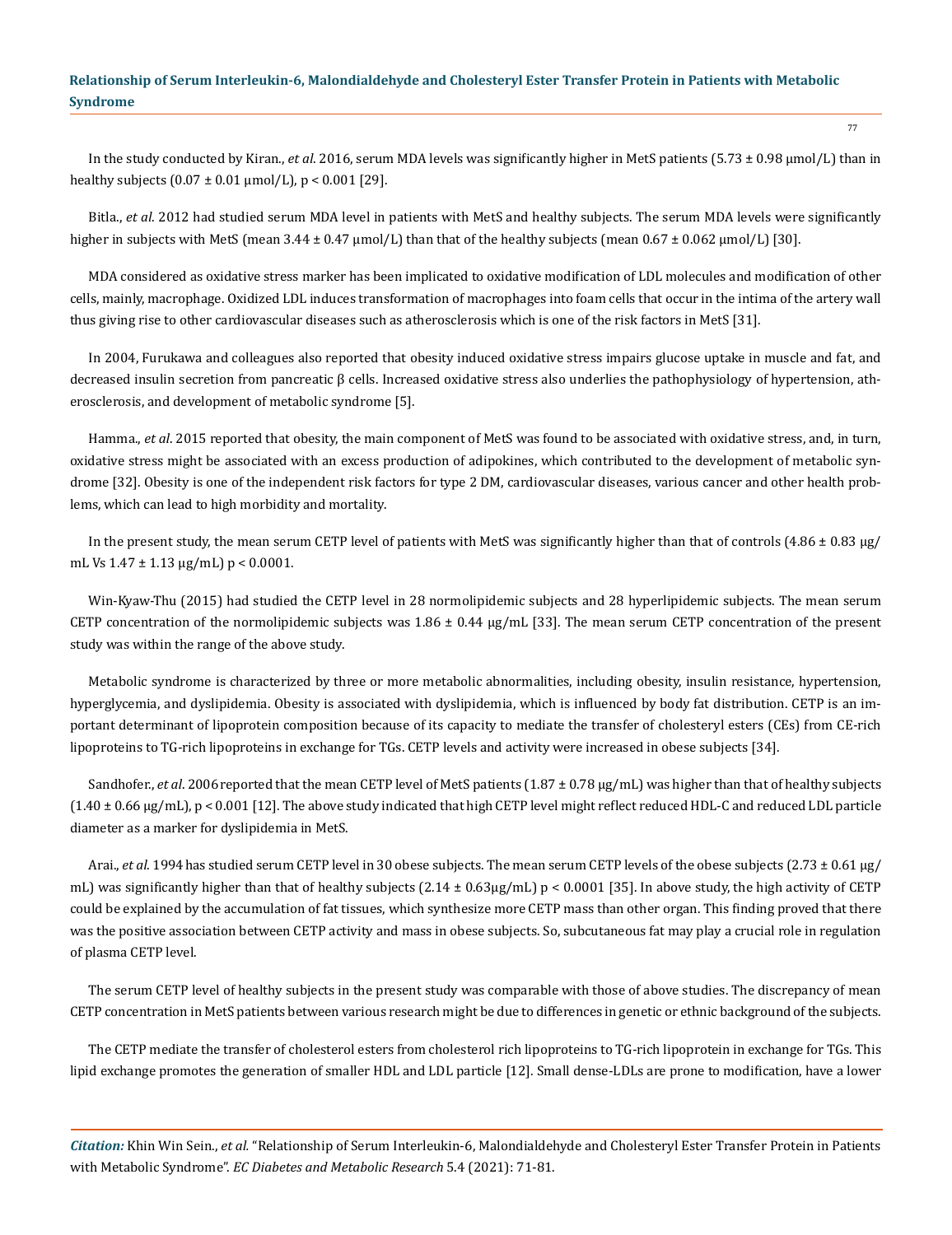In the study conducted by Kiran., *et al*. 2016, serum MDA levels was significantly higher in MetS patients (5.73 ± 0.98 μmol/L) than in healthy subjects (0.07 ± 0.01 μmol/L), $p < 0.001$ [29].

Bitla., *et al*. 2012 had studied serum MDA level in patients with MetS and healthy subjects. The serum MDA levels were significantly higher in subjects with MetS (mean 3.44 ± 0.47 μmol/L) than that of the healthy subjects (mean 0.67 ± 0.062 μmol/L) [30].

MDA considered as oxidative stress marker has been implicated to oxidative modification of LDL molecules and modification of other cells, mainly, macrophage. Oxidized LDL induces transformation of macrophages into foam cells that occur in the intima of the artery wall thus giving rise to other cardiovascular diseases such as atherosclerosis which is one of the risk factors in MetS [31].

In 2004, Furukawa and colleagues also reported that obesity induced oxidative stress impairs glucose uptake in muscle and fat, and decreased insulin secretion from pancreatic β cells. Increased oxidative stress also underlies the pathophysiology of hypertension, atherosclerosis, and development of metabolic syndrome [5].

Hamma., *et al*. 2015 reported that obesity, the main component of MetS was found to be associated with oxidative stress, and, in turn, oxidative stress might be associated with an excess production of adipokines, which contributed to the development of metabolic syndrome [32]. Obesity is one of the independent risk factors for type 2 DM, cardiovascular diseases, various cancer and other health problems, which can lead to high morbidity and mortality.

In the present study, the mean serum CETP level of patients with MetS was significantly higher than that of controls (4.86 ± 0.83 μg/mL Vs 1.47 ± 1.13 μg/mL) $p < 0.0001$.

Win-Kyaw-Thu (2015) had studied the CETP level in 28 normolipidemic subjects and 28 hyperlipidemic subjects. The mean serum CETP concentration of the normolipidemic subjects was 1.86 ± 0.44 μg/mL [33]. The mean serum CETP concentration of the present study was within the range of the above study.

Metabolic syndrome is characterized by three or more metabolic abnormalities, including obesity, insulin resistance, hypertension, hyperglycemia, and dyslipidemia. Obesity is associated with dyslipidemia, which is influenced by body fat distribution. CETP is an important determinant of lipoprotein composition because of its capacity to mediate the transfer of cholesteryl esters (CEs) from CE-rich lipoproteins to TG-rich lipoproteins in exchange for TGs. CETP levels and activity were increased in obese subjects [34].

Sandhofer., *et al*. 2006 reported that the mean CETP level of MetS patients (1.87 ± 0.78 μg/mL) was higher than that of healthy subjects (1.40 ± 0.66 μg/mL), $p < 0.001$ [12]. The above study indicated that high CETP level might reflect reduced HDL-C and reduced LDL particle diameter as a marker for dyslipidemia in MetS.

Arai., *et al*. 1994 has studied serum CETP level in 30 obese subjects. The mean serum CETP levels of the obese subjects (2.73 ± 0.61 μg/mL) was significantly higher than that of healthy subjects (2.14 ± 0.63μg/mL) $p < 0.0001$ [35]. In above study, the high activity of CETP could be explained by the accumulation of fat tissues, which synthesize more CETP mass than other organ. This finding proved that there was the positive association between CETP activity and mass in obese subjects. So, subcutaneous fat may play a crucial role in regulation of plasma CETP level.

The serum CETP level of healthy subjects in the present study was comparable with those of above studies. The discrepancy of mean CETP concentration in MetS patients between various research might be due to differences in genetic or ethnic background of the subjects.

The CETP mediate the transfer of cholesterol esters from cholesterol rich lipoproteins to TG-rich lipoprotein in exchange for TGs. This lipid exchange promotes the generation of smaller HDL and LDL particle [12]. Small dense-LDLs are prone to modification, have a lower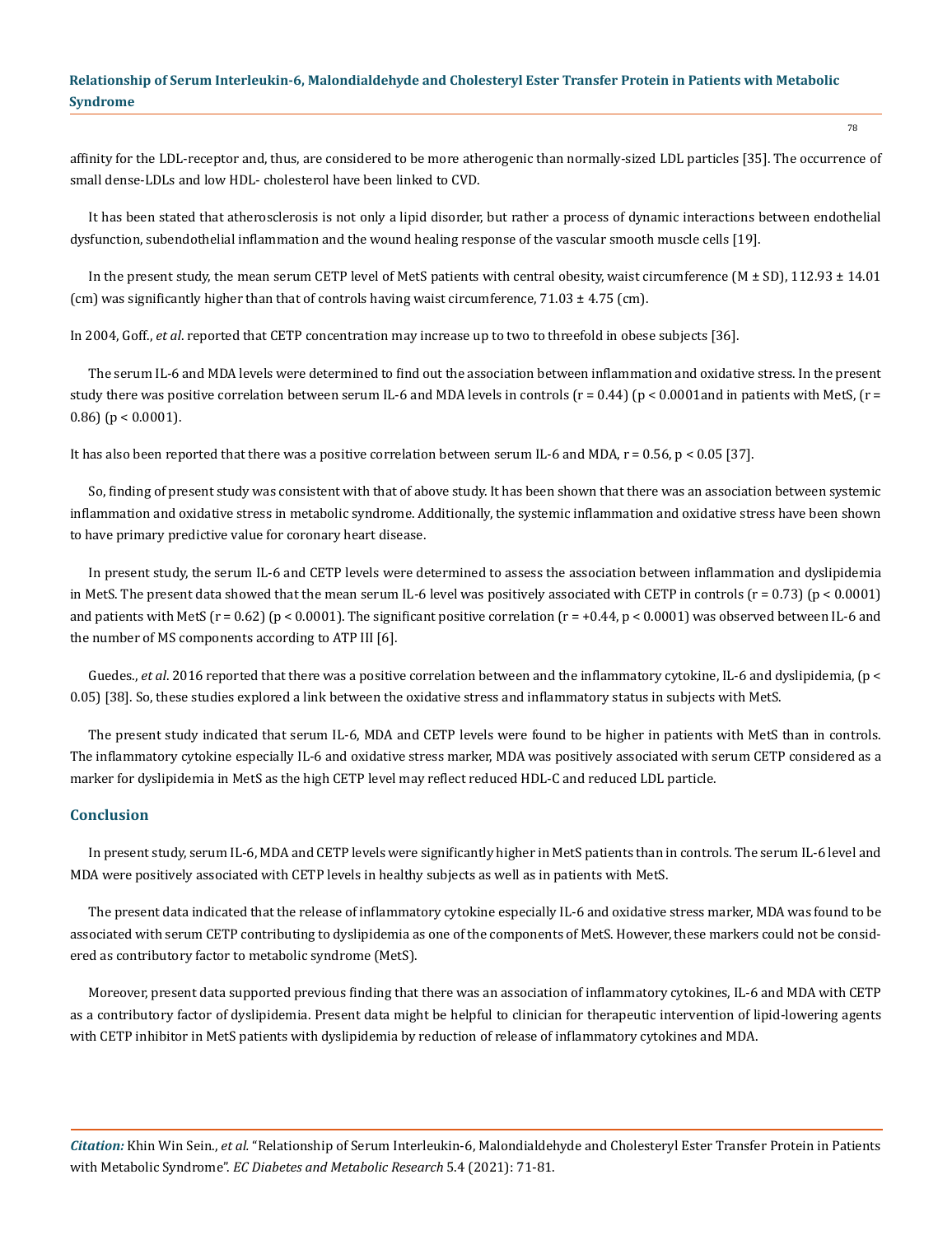affinity for the LDL-receptor and, thus, are considered to be more atherogenic than normally-sized LDL particles [35]. The occurrence of small dense-LDLs and low HDL- cholesterol have been linked to CVD.

It has been stated that atherosclerosis is not only a lipid disorder, but rather a process of dynamic interactions between endothelial dysfunction, subendothelial inflammation and the wound healing response of the vascular smooth muscle cells [19].

In the present study, the mean serum CETP level of MetS patients with central obesity, waist circumference (M ± SD), 112.93 ± 14.01 (cm) was significantly higher than that of controls having waist circumference, 71.03 ± 4.75 (cm).

In 2004, Goff., *et al*. reported that CETP concentration may increase up to two to threefold in obese subjects [36].

The serum IL-6 and MDA levels were determined to find out the association between inflammation and oxidative stress. In the present study there was positive correlation between serum IL-6 and MDA levels in controls ($r = 0.44$) ($p < 0.0001$and in patients with MetS, ($r = 0.86$) ($p < 0.0001$).

It has also been reported that there was a positive correlation between serum IL-6 and MDA, $r = 0.56$, $p < 0.05$ [37].

So, finding of present study was consistent with that of above study. It has been shown that there was an association between systemic inflammation and oxidative stress in metabolic syndrome. Additionally, the systemic inflammation and oxidative stress have been shown to have primary predictive value for coronary heart disease.

In present study, the serum IL-6 and CETP levels were determined to assess the association between inflammation and dyslipidemia in MetS. The present data showed that the mean serum IL-6 level was positively associated with CETP in controls ($r = 0.73$) ($p < 0.0001$) and patients with MetS ($r = 0.62$) ($p < 0.0001$). The significant positive correlation ($r = +0.44$, $p < 0.0001$) was observed between IL-6 and the number of MS components according to ATP III [6].

Guedes., *et al*. 2016 reported that there was a positive correlation between and the inflammatory cytokine, IL-6 and dyslipidemia, ($p < 0.05$) [38]. So, these studies explored a link between the oxidative stress and inflammatory status in subjects with MetS.

The present study indicated that serum IL-6, MDA and CETP levels were found to be higher in patients with MetS than in controls. The inflammatory cytokine especially IL-6 and oxidative stress marker, MDA was positively associated with serum CETP considered as a marker for dyslipidemia in MetS as the high CETP level may reflect reduced HDL-C and reduced LDL particle.

## Conclusion

In present study, serum IL-6, MDA and CETP levels were significantly higher in MetS patients than in controls. The serum IL-6 level and MDA were positively associated with CETP levels in healthy subjects as well as in patients with MetS.

The present data indicated that the release of inflammatory cytokine especially IL-6 and oxidative stress marker, MDA was found to be associated with serum CETP contributing to dyslipidemia as one of the components of MetS. However, these markers could not be considered as contributory factor to metabolic syndrome (MetS).

Moreover, present data supported previous finding that there was an association of inflammatory cytokines, IL-6 and MDA with CETP as a contributory factor of dyslipidemia. Present data might be helpful to clinician for therapeutic intervention of lipid-lowering agents with CETP inhibitor in MetS patients with dyslipidemia by reduction of release of inflammatory cytokines and MDA.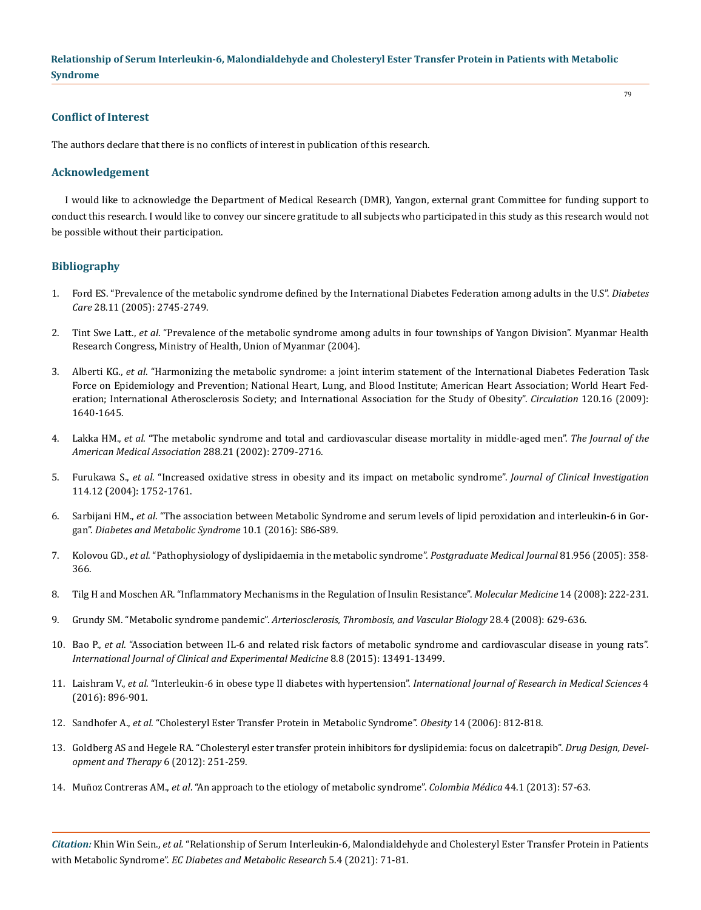## Conflict of Interest

The authors declare that there is no conflicts of interest in publication of this research.

## Acknowledgement

I would like to acknowledge the Department of Medical Research (DMR), Yangon, external grant Committee for funding support to conduct this research. I would like to convey our sincere gratitude to all subjects who participated in this study as this research would not be possible without their participation.

## Bibliography

1. Ford ES. "Prevalence of the metabolic syndrome defined by the International Diabetes Federation among adults in the U.S". *Diabetes Care* 28.11 (2005): 2745-2749.
2. Tint Swe Latt., *et al*. "Prevalence of the metabolic syndrome among adults in four townships of Yangon Division". Myanmar Health Research Congress, Ministry of Health, Union of Myanmar (2004).
3. Alberti KG., *et al*. "Harmonizing the metabolic syndrome: a joint interim statement of the International Diabetes Federation Task Force on Epidemiology and Prevention; National Heart, Lung, and Blood Institute; American Heart Association; World Heart Federation; International Atherosclerosis Society; and International Association for the Study of Obesity". *Circulation* 120.16 (2009): 1640-1645.
4. Lakka HM., *et al*. "The metabolic syndrome and total and cardiovascular disease mortality in middle-aged men". *The Journal of the American Medical Association* 288.21 (2002): 2709-2716.
5. Furukawa S., *et al*. "Increased oxidative stress in obesity and its impact on metabolic syndrome". *Journal of Clinical Investigation* 114.12 (2004): 1752-1761.
6. Sarbijani HM., *et al*. "The association between Metabolic Syndrome and serum levels of lipid peroxidation and interleukin-6 in Gorgan". *Diabetes and Metabolic Syndrome* 10.1 (2016): S86-S89.
7. Kolovou GD., *et al*. "Pathophysiology of dyslipidaemia in the metabolic syndrome". *Postgraduate Medical Journal* 81.956 (2005): 358-366.
8. Tilg H and Moschen AR. "Inflammatory Mechanisms in the Regulation of Insulin Resistance". *Molecular Medicine* 14 (2008): 222-231.
9. Grundy SM. "Metabolic syndrome pandemic". *Arteriosclerosis, Thrombosis, and Vascular Biology* 28.4 (2008): 629-636.
10. Bao P., *et al*. "Association between IL-6 and related risk factors of metabolic syndrome and cardiovascular disease in young rats". *International Journal of Clinical and Experimental Medicine* 8.8 (2015): 13491-13499.
11. Laishram V., *et al*. "Interleukin-6 in obese type II diabetes with hypertension". *International Journal of Research in Medical Sciences* 4 (2016): 896-901.
12. Sandhofer A., *et al*. "Cholesteryl Ester Transfer Protein in Metabolic Syndrome". *Obesity* 14 (2006): 812-818.
13. Goldberg AS and Hegele RA. "Cholesteryl ester transfer protein inhibitors for dyslipidemia: focus on dalcetrapib". *Drug Design, Development and Therapy* 6 (2012): 251-259.
14. Muñoz Contreras AM., *et al*. "An approach to the etiology of metabolic syndrome". *Colombia Médica* 44.1 (2013): 57-63.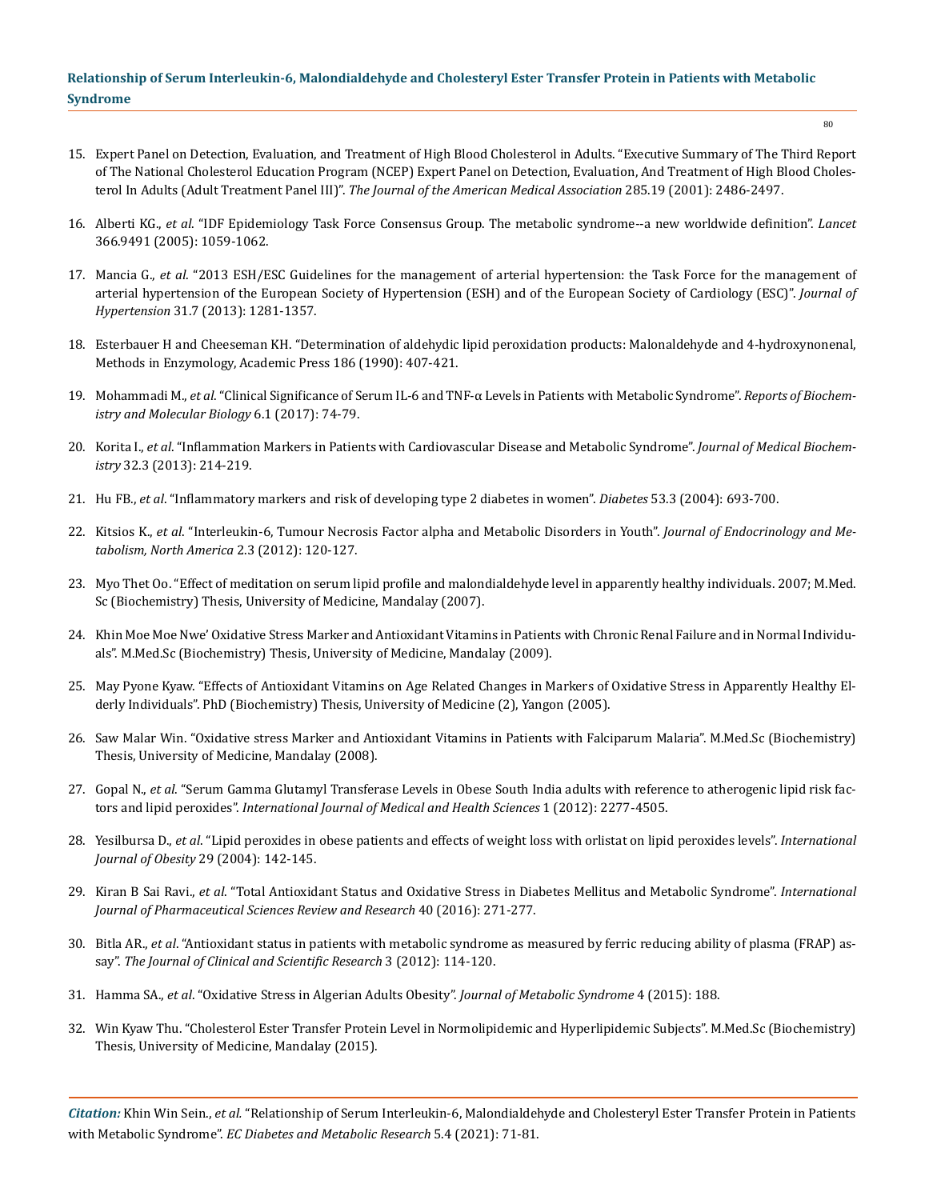15. Expert Panel on Detection, Evaluation, and Treatment of High Blood Cholesterol in Adults. "Executive Summary of The Third Report of The National Cholesterol Education Program (NCEP) Expert Panel on Detection, Evaluation, And Treatment of High Blood Cholesterol In Adults (Adult Treatment Panel III)". *The Journal of the American Medical Association* 285.19 (2001): 2486-2497.

16. Alberti KG., *et al*. "IDF Epidemiology Task Force Consensus Group. The metabolic syndrome--a new worldwide definition". *Lancet* 366.9491 (2005): 1059-1062.

17. Mancia G., *et al*. "2013 ESH/ESC Guidelines for the management of arterial hypertension: the Task Force for the management of arterial hypertension of the European Society of Hypertension (ESH) and of the European Society of Cardiology (ESC)". *Journal of Hypertension* 31.7 (2013): 1281-1357.

18. Esterbauer H and Cheeseman KH. "Determination of aldehydic lipid peroxidation products: Malonaldehyde and 4-hydroxynonenal, Methods in Enzymology, Academic Press 186 (1990): 407-421.

19. Mohammadi M., *et al*. "Clinical Significance of Serum IL-6 and TNF-α Levels in Patients with Metabolic Syndrome". *Reports of Biochemistry and Molecular Biology* 6.1 (2017): 74-79.

20. Korita I., *et al*. "Inflammation Markers in Patients with Cardiovascular Disease and Metabolic Syndrome". *Journal of Medical Biochemistry* 32.3 (2013): 214-219.

21. Hu FB., *et al*. "Inflammatory markers and risk of developing type 2 diabetes in women". *Diabetes* 53.3 (2004): 693-700.

22. Kitsios K., *et al*. "Interleukin-6, Tumour Necrosis Factor alpha and Metabolic Disorders in Youth". *Journal of Endocrinology and Metabolism, North America* 2.3 (2012): 120-127.

23. Myo Thet Oo. "Effect of meditation on serum lipid profile and malondialdehyde level in apparently healthy individuals. 2007; M.Med.Sc (Biochemistry) Thesis, University of Medicine, Mandalay (2007).

24. Khin Moe Moe Nwe' Oxidative Stress Marker and Antioxidant Vitamins in Patients with Chronic Renal Failure and in Normal Individuals". M.Med.Sc (Biochemistry) Thesis, University of Medicine, Mandalay (2009).

25. May Pyone Kyaw. "Effects of Antioxidant Vitamins on Age Related Changes in Markers of Oxidative Stress in Apparently Healthy Elderly Individuals". PhD (Biochemistry) Thesis, University of Medicine (2), Yangon (2005).

26. Saw Malar Win. "Oxidative stress Marker and Antioxidant Vitamins in Patients with Falciparum Malaria". M.Med.Sc (Biochemistry) Thesis, University of Medicine, Mandalay (2008).

27. Gopal N., *et al*. "Serum Gamma Glutamyl Transferase Levels in Obese South India adults with reference to atherogenic lipid risk factors and lipid peroxides". *International Journal of Medical and Health Sciences* 1 (2012): 2277-4505.

28. Yesilbursa D., *et al*. "Lipid peroxides in obese patients and effects of weight loss with orlistat on lipid peroxides levels". *International Journal of Obesity* 29 (2004): 142-145.

29. Kiran B Sai Ravi., *et al*. "Total Antioxidant Status and Oxidative Stress in Diabetes Mellitus and Metabolic Syndrome". *International Journal of Pharmaceutical Sciences Review and Research* 40 (2016): 271-277.

30. Bitla AR., *et al*. "Antioxidant status in patients with metabolic syndrome as measured by ferric reducing ability of plasma (FRAP) assay". *The Journal of Clinical and Scientific Research* 3 (2012): 114-120.

31. Hamma SA., *et al*. "Oxidative Stress in Algerian Adults Obesity". *Journal of Metabolic Syndrome* 4 (2015): 188.

32. Win Kyaw Thu. "Cholesterol Ester Transfer Protein Level in Normolipidemic and Hyperlipidemic Subjects". M.Med.Sc (Biochemistry) Thesis, University of Medicine, Mandalay (2015).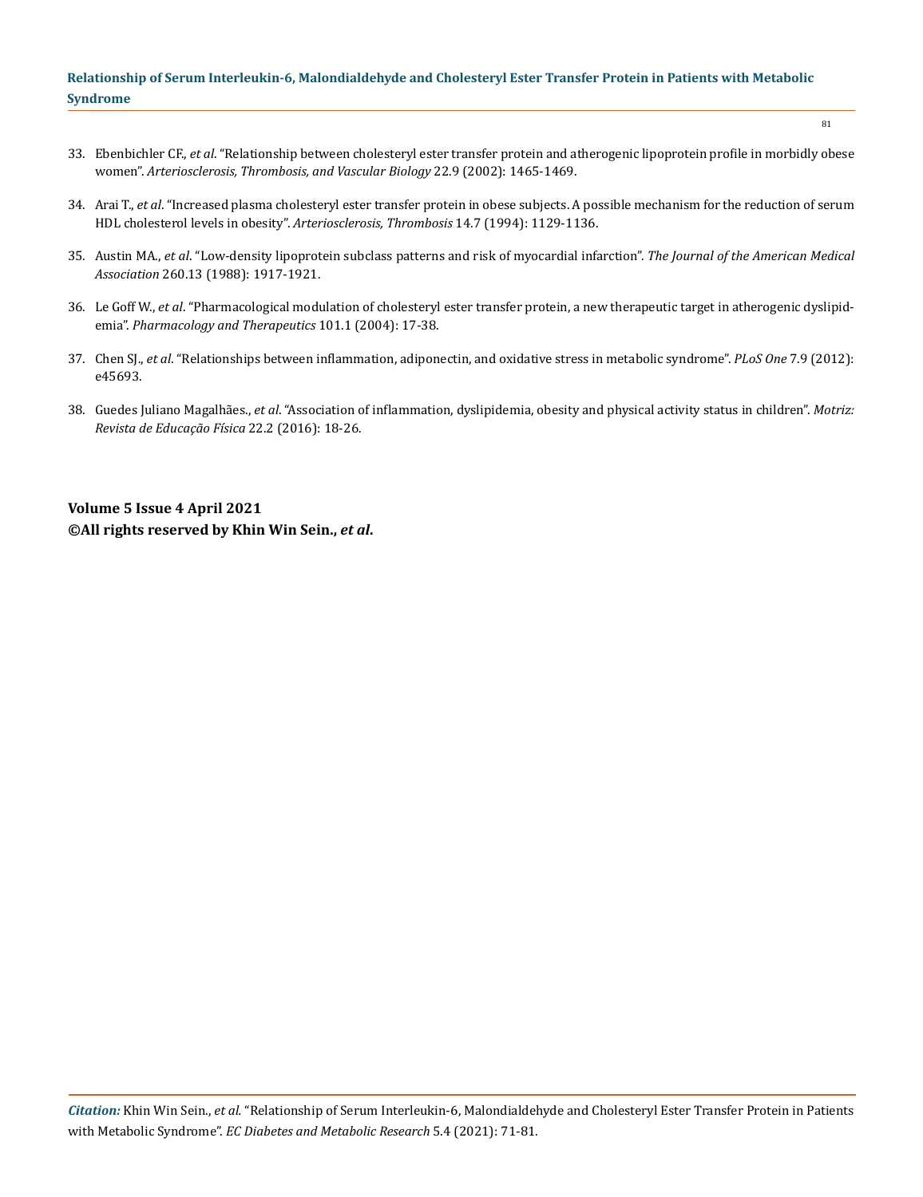33. Ebenbichler CF., *et al*. "Relationship between cholesteryl ester transfer protein and atherogenic lipoprotein profile in morbidly obese women". *Arteriosclerosis, Thrombosis, and Vascular Biology* 22.9 (2002): 1465-1469.

34. Arai T., *et al*. "Increased plasma cholesteryl ester transfer protein in obese subjects. A possible mechanism for the reduction of serum HDL cholesterol levels in obesity". *Arteriosclerosis, Thrombosis* 14.7 (1994): 1129-1136.

35. Austin MA., *et al*. "Low-density lipoprotein subclass patterns and risk of myocardial infarction". *The Journal of the American Medical Association* 260.13 (1988): 1917-1921.

36. Le Goff W., *et al*. "Pharmacological modulation of cholesteryl ester transfer protein, a new therapeutic target in atherogenic dyslipidemia". *Pharmacology and Therapeutics* 101.1 (2004): 17-38.

37. Chen SJ., *et al*. "Relationships between inflammation, adiponectin, and oxidative stress in metabolic syndrome". *PLoS One* 7.9 (2012): e45693.

38. Guedes Juliano Magalhães., *et al*. "Association of inflammation, dyslipidemia, obesity and physical activity status in children". *Motriz: Revista de Educação Física* 22.2 (2016): 18-26.

**Volume 5 Issue 4 April 2021**
**©All rights reserved by Khin Win Sein., *et al*.**